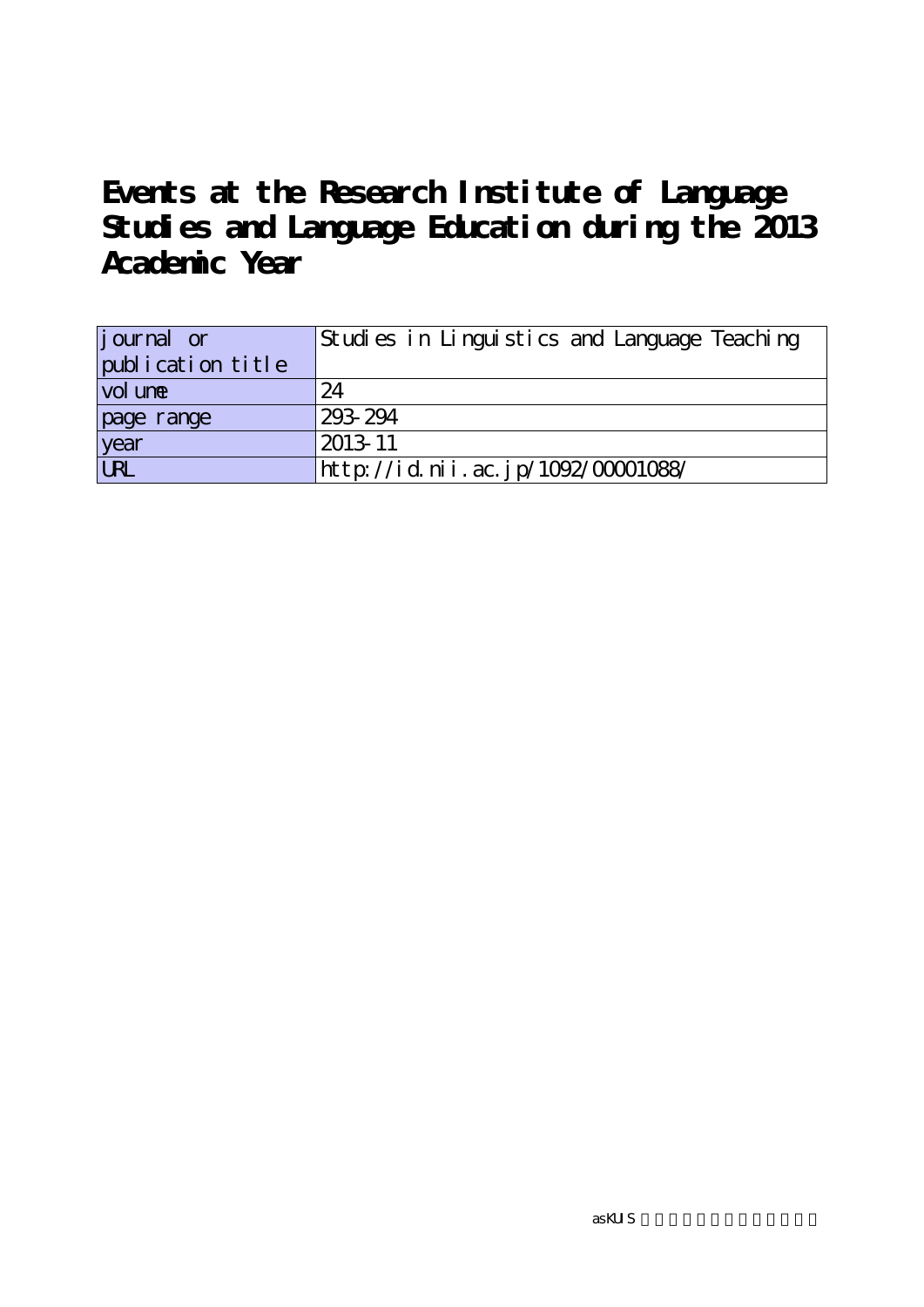# Events at the Research Institute of Language Studies and Language Education during the 2013 Academic Year

| journal or publication title | Studies in Linguistics and Language Teaching |
| --- | --- |
| volume | 24 |
| page range | 293-294 |
| year | 2013-11 |
| URL | http://id.nii.ac.jp/1092/00001088/ |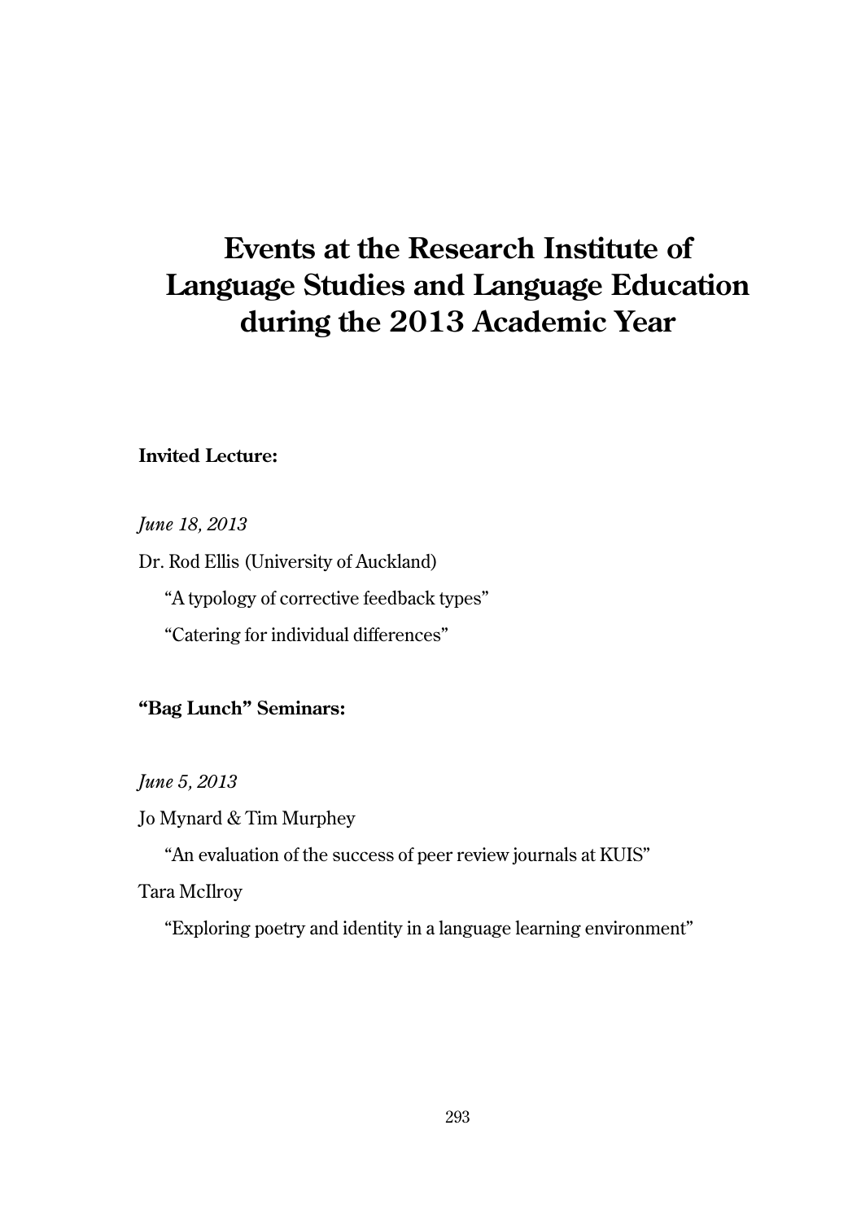# Events at the Research Institute of Language Studies and Language Education during the 2013 Academic Year

**Invited Lecture:**

*June 18, 2013*

Dr. Rod Ellis (University of Auckland)

"A typology of corrective feedback types"

"Catering for individual differences"

**"Bag Lunch" Seminars:**

*June 5, 2013*

Jo Mynard & Tim Murphey

"An evaluation of the success of peer review journals at KUIS"

Tara McIlroy

"Exploring poetry and identity in a language learning environment"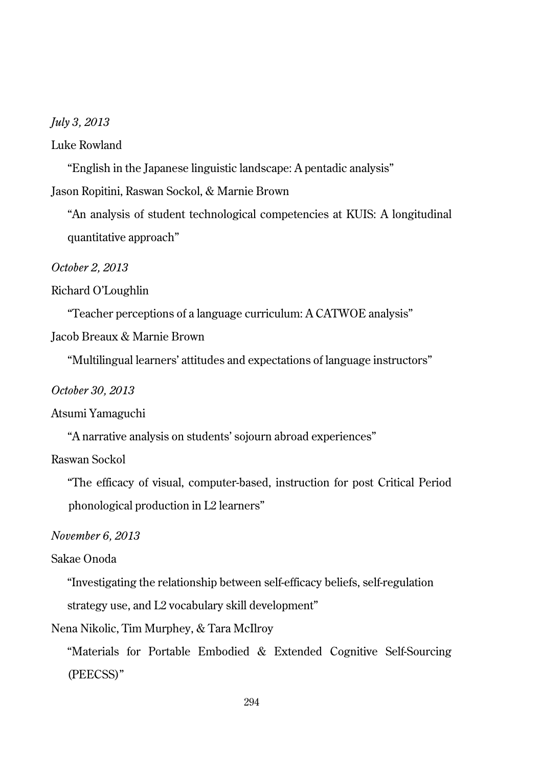*July 3, 2013*

Luke Rowland

“English in the Japanese linguistic landscape: A pentadic analysis”

Jason Ropitini, Raswan Sockol, & Marnie Brown

“An analysis of student technological competencies at KUIS: A longitudinal quantitative approach”

*October 2, 2013*

Richard O’Loughlin

“Teacher perceptions of a language curriculum: A CATWOE analysis”

Jacob Breaux & Marnie Brown

“Multilingual learners’ attitudes and expectations of language instructors”

*October 30, 2013*

Atsumi Yamaguchi

“A narrative analysis on students’ sojourn abroad experiences”

Raswan Sockol

“The efficacy of visual, computer-based, instruction for post Critical Period phonological production in L2 learners”

*November 6, 2013*

Sakae Onoda

“Investigating the relationship between self-efficacy beliefs, self-regulation strategy use, and L2 vocabulary skill development”

Nena Nikolic, Tim Murphey, & Tara McIlroy

“Materials for Portable Embodied & Extended Cognitive Self-Sourcing (PEECSS)”